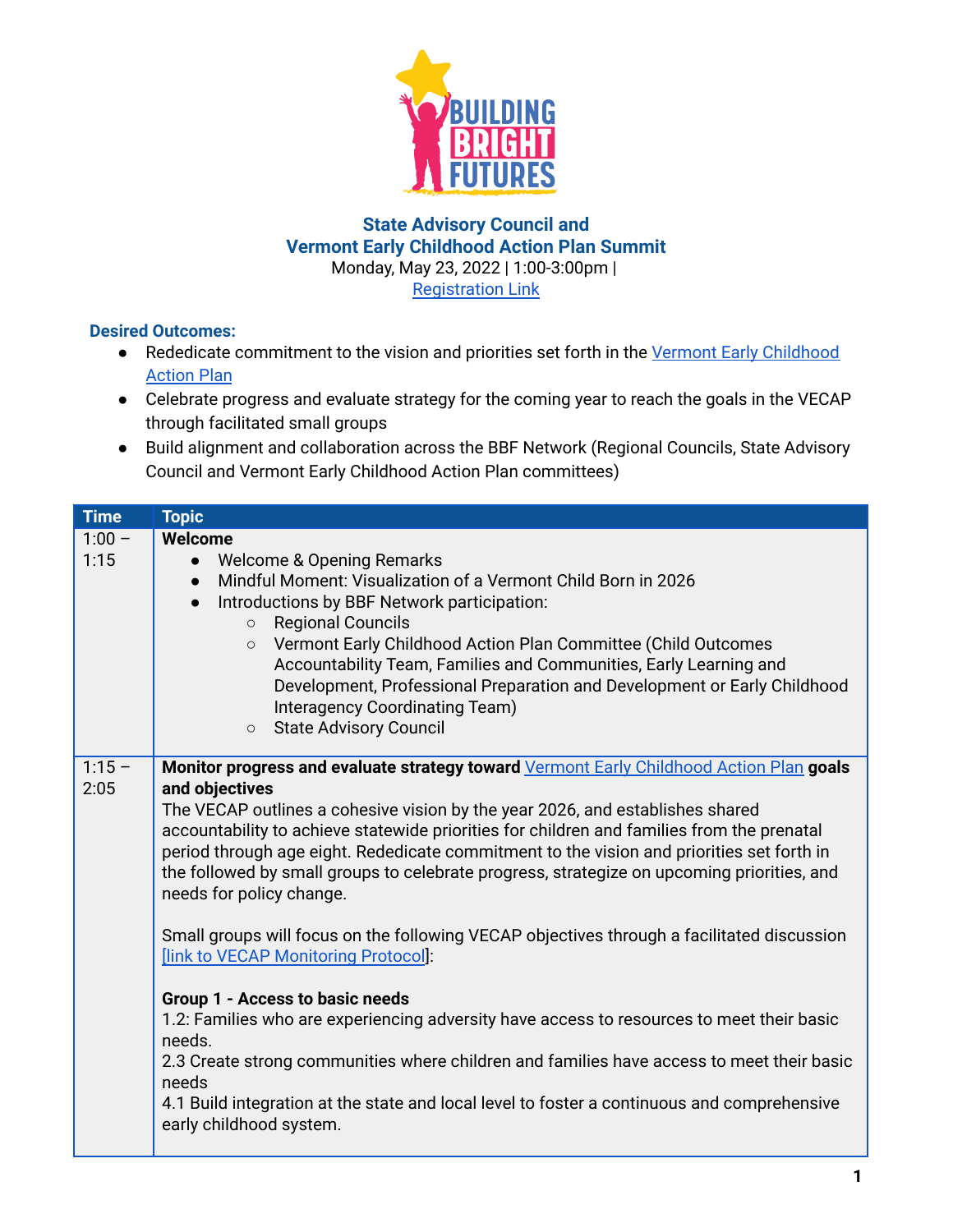**State Advisory Council and**
**Vermont Early Childhood Action Plan Summit**
Monday, May 23, 2022 | 1:00-3:00pm |
[Registration Link]

**Desired Outcomes:**

- Rededicate commitment to the vision and priorities set forth in the [Vermont Early Childhood Action Plan]
- Celebrate progress and evaluate strategy for the coming year to reach the goals in the VECAP through facilitated small groups
- Build alignment and collaboration across the BBF Network (Regional Councils, State Advisory Council and Vermont Early Childhood Action Plan committees)

| Time | Topic |
|---|---|
| 1:00 – 1:15 | **Welcome**<br>• Welcome & Opening Remarks<br>• Mindful Moment: Visualization of a Vermont Child Born in 2026<br>• Introductions by BBF Network participation:<br>○ Regional Councils<br>○ Vermont Early Childhood Action Plan Committee (Child Outcomes Accountability Team, Families and Communities, Early Learning and Development, Professional Preparation and Development or Early Childhood Interagency Coordinating Team)<br>○ State Advisory Council |
| 1:15 – 2:05 | **Monitor progress and evaluate strategy toward** [Vermont Early Childhood Action Plan] **goals and objectives**<br>The VECAP outlines a cohesive vision by the year 2026, and establishes shared accountability to achieve statewide priorities for children and families from the prenatal period through age eight. Rededicate commitment to the vision and priorities set forth in the followed by small groups to celebrate progress, strategize on upcoming priorities, and needs for policy change.<br><br>Small groups will focus on the following VECAP objectives through a facilitated discussion [link to VECAP Monitoring Protocol]:<br><br>**Group 1 - Access to basic needs**<br>1.2: Families who are experiencing adversity have access to resources to meet their basic needs.<br>2.3 Create strong communities where children and families have access to meet their basic needs<br>4.1 Build integration at the state and local level to foster a continuous and comprehensive early childhood system. |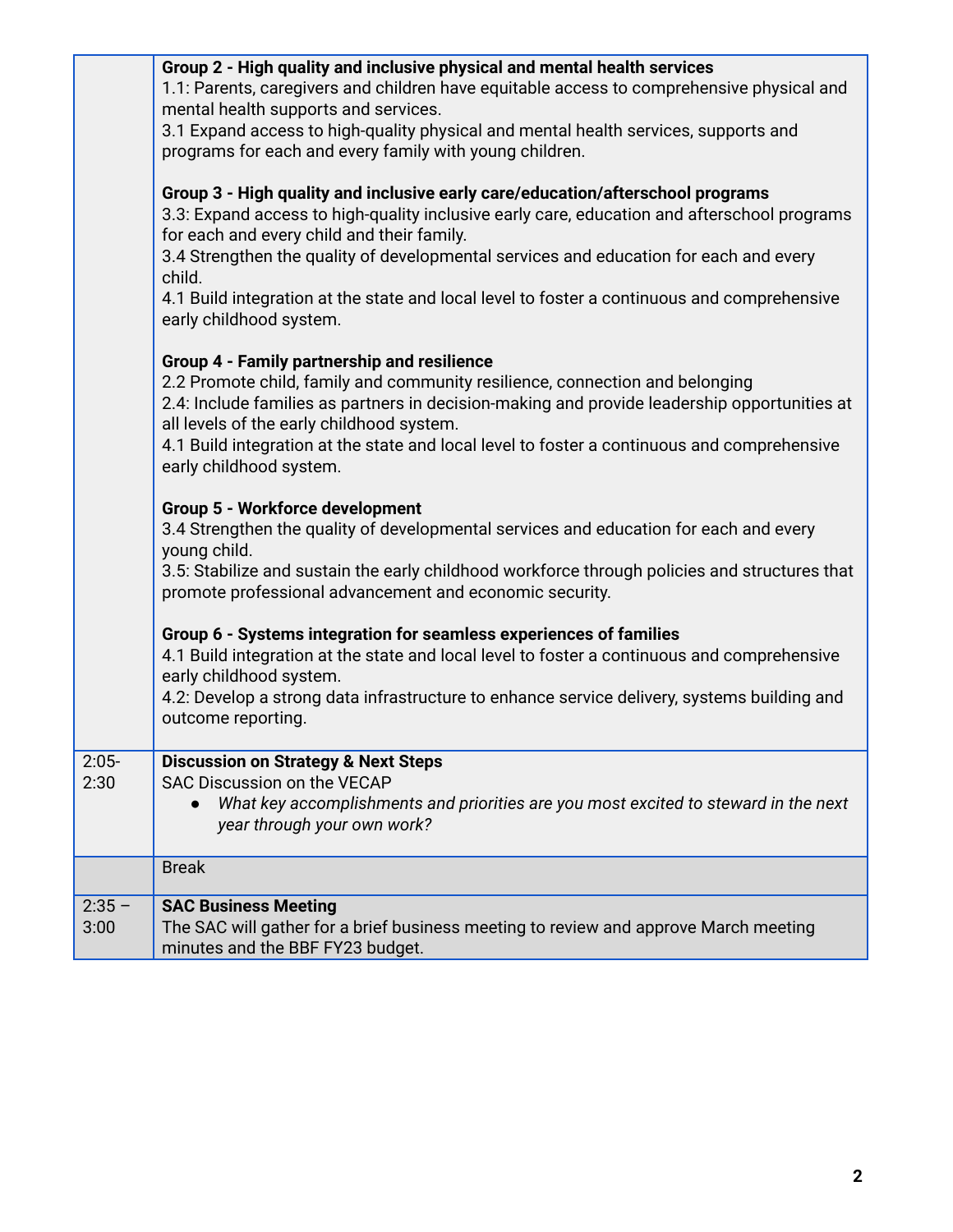| | |
|---|---|
| | **Group 2 - High quality and inclusive physical and mental health services**<br>1.1: Parents, caregivers and children have equitable access to comprehensive physical and mental health supports and services.<br>3.1 Expand access to high-quality physical and mental health services, supports and programs for each and every family with young children.<br><br>**Group 3 - High quality and inclusive early care/education/afterschool programs**<br>3.3: Expand access to high-quality inclusive early care, education and afterschool programs for each and every child and their family.<br>3.4 Strengthen the quality of developmental services and education for each and every child.<br>4.1 Build integration at the state and local level to foster a continuous and comprehensive early childhood system.<br><br>**Group 4 - Family partnership and resilience**<br>2.2 Promote child, family and community resilience, connection and belonging<br>2.4: Include families as partners in decision-making and provide leadership opportunities at all levels of the early childhood system.<br>4.1 Build integration at the state and local level to foster a continuous and comprehensive early childhood system.<br><br>**Group 5 - Workforce development**<br>3.4 Strengthen the quality of developmental services and education for each and every young child.<br>3.5: Stabilize and sustain the early childhood workforce through policies and structures that promote professional advancement and economic security.<br><br>**Group 6 - Systems integration for seamless experiences of families**<br>4.1 Build integration at the state and local level to foster a continuous and comprehensive early childhood system.<br>4.2: Develop a strong data infrastructure to enhance service delivery, systems building and outcome reporting. |
| 2:05-2:30 | **Discussion on Strategy & Next Steps**<br>SAC Discussion on the VECAP<br>• *What key accomplishments and priorities are you most excited to steward in the next year through your own work?* |
| | Break |
| 2:35 – 3:00 | **SAC Business Meeting**<br>The SAC will gather for a brief business meeting to review and approve March meeting minutes and the BBF FY23 budget. |